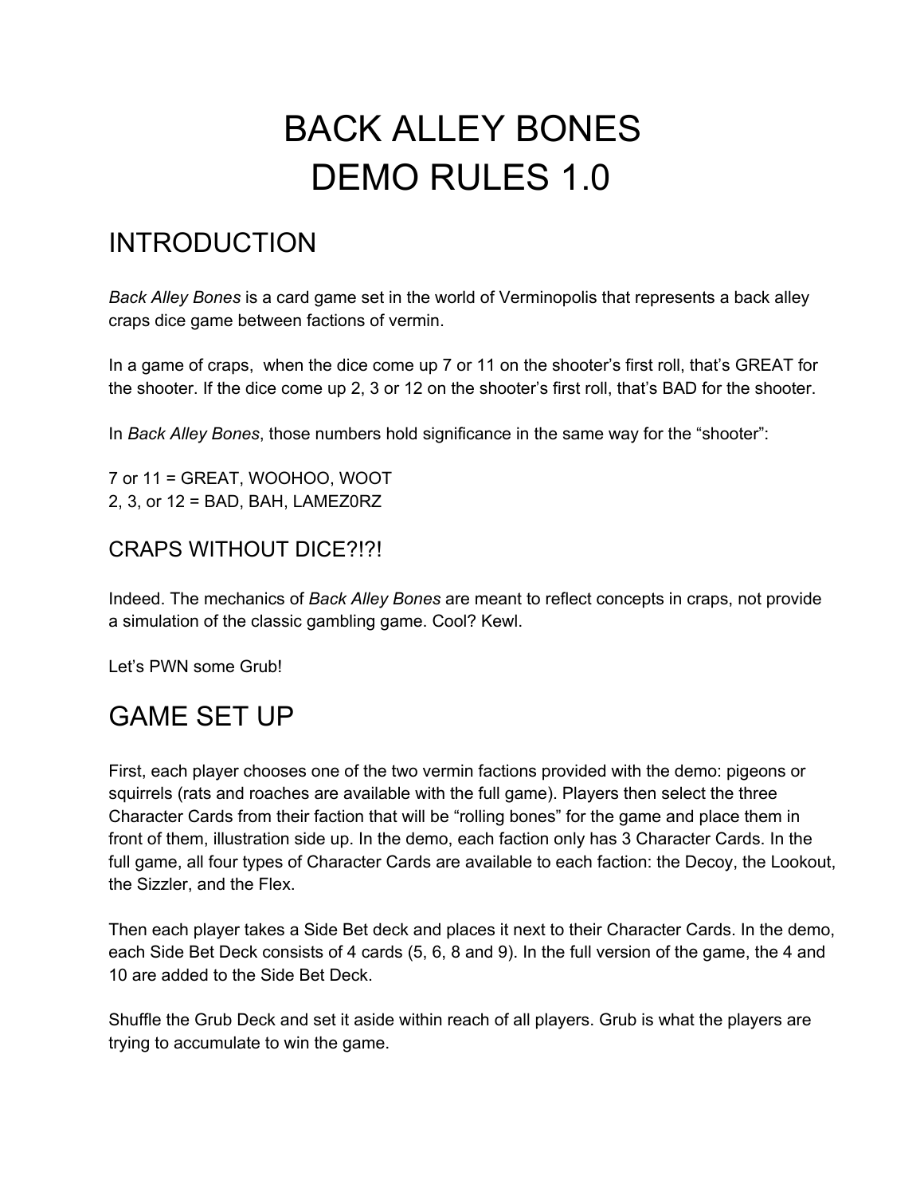# BACK ALLEY BONES
# DEMO RULES 1.0

## INTRODUCTION

*Back Alley Bones* is a card game set in the world of Verminopolis that represents a back alley craps dice game between factions of vermin.

In a game of craps, when the dice come up 7 or 11 on the shooter's first roll, that's GREAT for the shooter. If the dice come up 2, 3 or 12 on the shooter's first roll, that's BAD for the shooter.

In *Back Alley Bones*, those numbers hold significance in the same way for the "shooter":

7 or 11 = GREAT, WOOHOO, WOOT
2, 3, or 12 = BAD, BAH, LAMEZ0RZ

### CRAPS WITHOUT DICE?!?!

Indeed. The mechanics of *Back Alley Bones* are meant to reflect concepts in craps, not provide a simulation of the classic gambling game. Cool? Kewl.

Let's PWN some Grub!

## GAME SET UP

First, each player chooses one of the two vermin factions provided with the demo: pigeons or squirrels (rats and roaches are available with the full game). Players then select the three Character Cards from their faction that will be "rolling bones" for the game and place them in front of them, illustration side up. In the demo, each faction only has 3 Character Cards. In the full game, all four types of Character Cards are available to each faction: the Decoy, the Lookout, the Sizzler, and the Flex.

Then each player takes a Side Bet deck and places it next to their Character Cards. In the demo, each Side Bet Deck consists of 4 cards (5, 6, 8 and 9). In the full version of the game, the 4 and 10 are added to the Side Bet Deck.

Shuffle the Grub Deck and set it aside within reach of all players. Grub is what the players are trying to accumulate to win the game.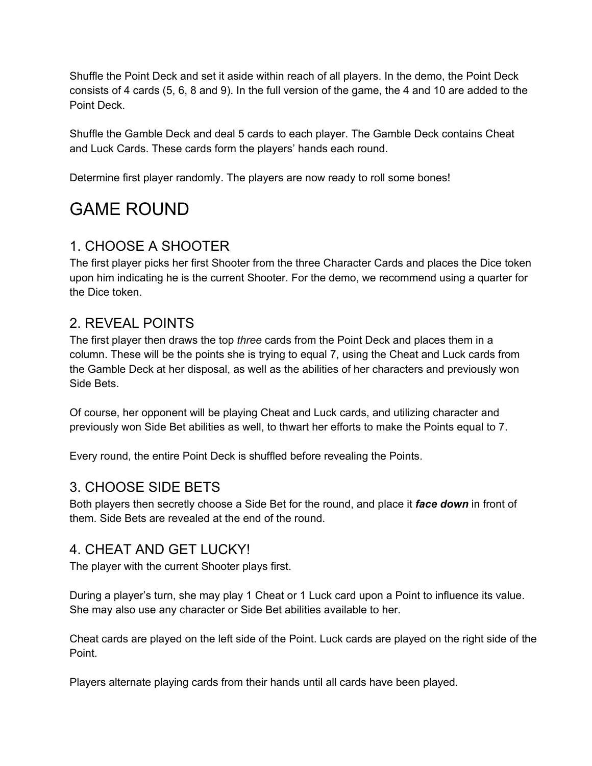Shuffle the Point Deck and set it aside within reach of all players. In the demo, the Point Deck consists of 4 cards (5, 6, 8 and 9). In the full version of the game, the 4 and 10 are added to the Point Deck.

Shuffle the Gamble Deck and deal 5 cards to each player. The Gamble Deck contains Cheat and Luck Cards. These cards form the players' hands each round.

Determine first player randomly. The players are now ready to roll some bones!

# GAME ROUND

## 1. CHOOSE A SHOOTER

The first player picks her first Shooter from the three Character Cards and places the Dice token upon him indicating he is the current Shooter. For the demo, we recommend using a quarter for the Dice token.

## 2. REVEAL POINTS

The first player then draws the top *three* cards from the Point Deck and places them in a column. These will be the points she is trying to equal 7, using the Cheat and Luck cards from the Gamble Deck at her disposal, as well as the abilities of her characters and previously won Side Bets.

Of course, her opponent will be playing Cheat and Luck cards, and utilizing character and previously won Side Bet abilities as well, to thwart her efforts to make the Points equal to 7.

Every round, the entire Point Deck is shuffled before revealing the Points.

## 3. CHOOSE SIDE BETS

Both players then secretly choose a Side Bet for the round, and place it ***face down*** in front of them. Side Bets are revealed at the end of the round.

## 4. CHEAT AND GET LUCKY!

The player with the current Shooter plays first.

During a player's turn, she may play 1 Cheat or 1 Luck card upon a Point to influence its value. She may also use any character or Side Bet abilities available to her.

Cheat cards are played on the left side of the Point. Luck cards are played on the right side of the Point.

Players alternate playing cards from their hands until all cards have been played.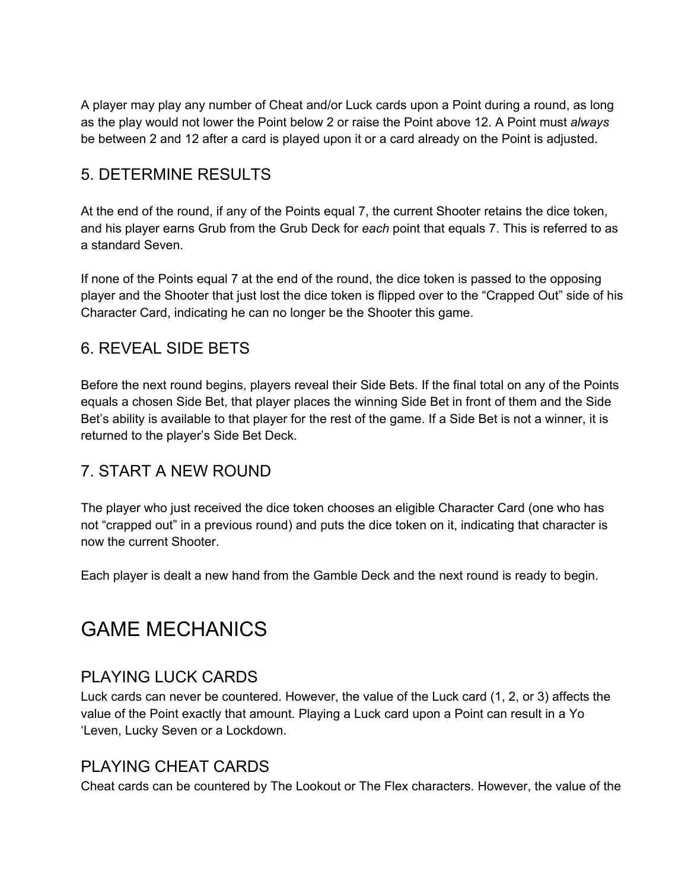A player may play any number of Cheat and/or Luck cards upon a Point during a round, as long as the play would not lower the Point below 2 or raise the Point above 12. A Point must *always* be between 2 and 12 after a card is played upon it or a card already on the Point is adjusted.

## 5. DETERMINE RESULTS

At the end of the round, if any of the Points equal 7, the current Shooter retains the dice token, and his player earns Grub from the Grub Deck for *each* point that equals 7. This is referred to as a standard Seven.

If none of the Points equal 7 at the end of the round, the dice token is passed to the opposing player and the Shooter that just lost the dice token is flipped over to the "Crapped Out" side of his Character Card, indicating he can no longer be the Shooter this game.

## 6. REVEAL SIDE BETS

Before the next round begins, players reveal their Side Bets. If the final total on any of the Points equals a chosen Side Bet, that player places the winning Side Bet in front of them and the Side Bet's ability is available to that player for the rest of the game. If a Side Bet is not a winner, it is returned to the player's Side Bet Deck.

## 7. START A NEW ROUND

The player who just received the dice token chooses an eligible Character Card (one who has not "crapped out" in a previous round) and puts the dice token on it, indicating that character is now the current Shooter.

Each player is dealt a new hand from the Gamble Deck and the next round is ready to begin.

# GAME MECHANICS

## PLAYING LUCK CARDS

Luck cards can never be countered. However, the value of the Luck card (1, 2, or 3) affects the value of the Point exactly that amount. Playing a Luck card upon a Point can result in a Yo 'Leven, Lucky Seven or a Lockdown.

## PLAYING CHEAT CARDS

Cheat cards can be countered by The Lookout or The Flex characters. However, the value of the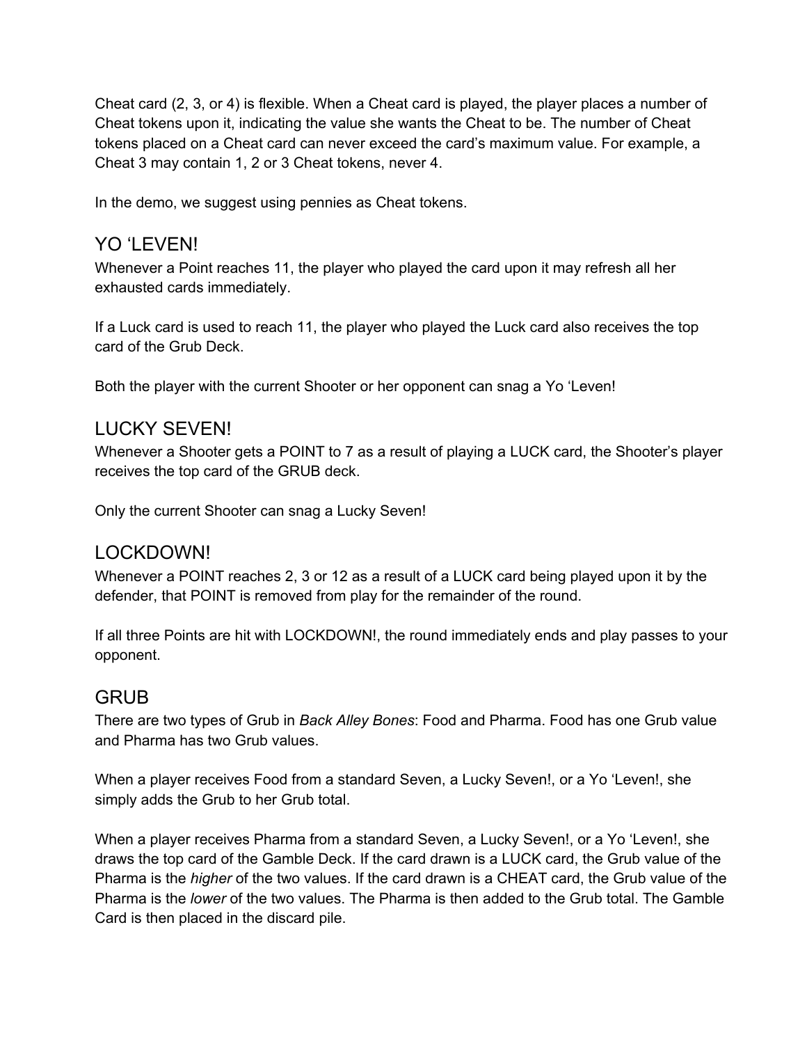Cheat card (2, 3, or 4) is flexible. When a Cheat card is played, the player places a number of Cheat tokens upon it, indicating the value she wants the Cheat to be. The number of Cheat tokens placed on a Cheat card can never exceed the card's maximum value. For example, a Cheat 3 may contain 1, 2 or 3 Cheat tokens, never 4.

In the demo, we suggest using pennies as Cheat tokens.

## YO 'LEVEN!

Whenever a Point reaches 11, the player who played the card upon it may refresh all her exhausted cards immediately.

If a Luck card is used to reach 11, the player who played the Luck card also receives the top card of the Grub Deck.

Both the player with the current Shooter or her opponent can snag a Yo 'Leven!

## LUCKY SEVEN!

Whenever a Shooter gets a POINT to 7 as a result of playing a LUCK card, the Shooter's player receives the top card of the GRUB deck.

Only the current Shooter can snag a Lucky Seven!

## LOCKDOWN!

Whenever a POINT reaches 2, 3 or 12 as a result of a LUCK card being played upon it by the defender, that POINT is removed from play for the remainder of the round.

If all three Points are hit with LOCKDOWN!, the round immediately ends and play passes to your opponent.

## GRUB

There are two types of Grub in *Back Alley Bones*: Food and Pharma. Food has one Grub value and Pharma has two Grub values.

When a player receives Food from a standard Seven, a Lucky Seven!, or a Yo 'Leven!, she simply adds the Grub to her Grub total.

When a player receives Pharma from a standard Seven, a Lucky Seven!, or a Yo 'Leven!, she draws the top card of the Gamble Deck. If the card drawn is a LUCK card, the Grub value of the Pharma is the *higher* of the two values. If the card drawn is a CHEAT card, the Grub value of the Pharma is the *lower* of the two values. The Pharma is then added to the Grub total. The Gamble Card is then placed in the discard pile.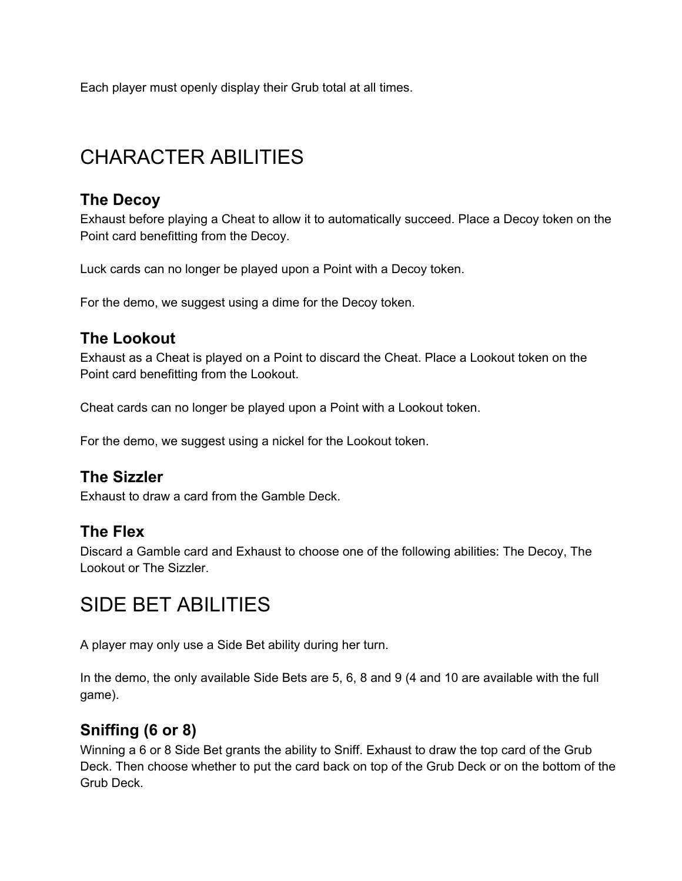Each player must openly display their Grub total at all times.

# CHARACTER ABILITIES

### The Decoy

Exhaust before playing a Cheat to allow it to automatically succeed. Place a Decoy token on the Point card benefitting from the Decoy.

Luck cards can no longer be played upon a Point with a Decoy token.

For the demo, we suggest using a dime for the Decoy token.

### The Lookout

Exhaust as a Cheat is played on a Point to discard the Cheat. Place a Lookout token on the Point card benefitting from the Lookout.

Cheat cards can no longer be played upon a Point with a Lookout token.

For the demo, we suggest using a nickel for the Lookout token.

### The Sizzler

Exhaust to draw a card from the Gamble Deck.

### The Flex

Discard a Gamble card and Exhaust to choose one of the following abilities: The Decoy, The Lookout or The Sizzler.

# SIDE BET ABILITIES

A player may only use a Side Bet ability during her turn.

In the demo, the only available Side Bets are 5, 6, 8 and 9 (4 and 10 are available with the full game).

### Sniffing (6 or 8)

Winning a 6 or 8 Side Bet grants the ability to Sniff. Exhaust to draw the top card of the Grub Deck. Then choose whether to put the card back on top of the Grub Deck or on the bottom of the Grub Deck.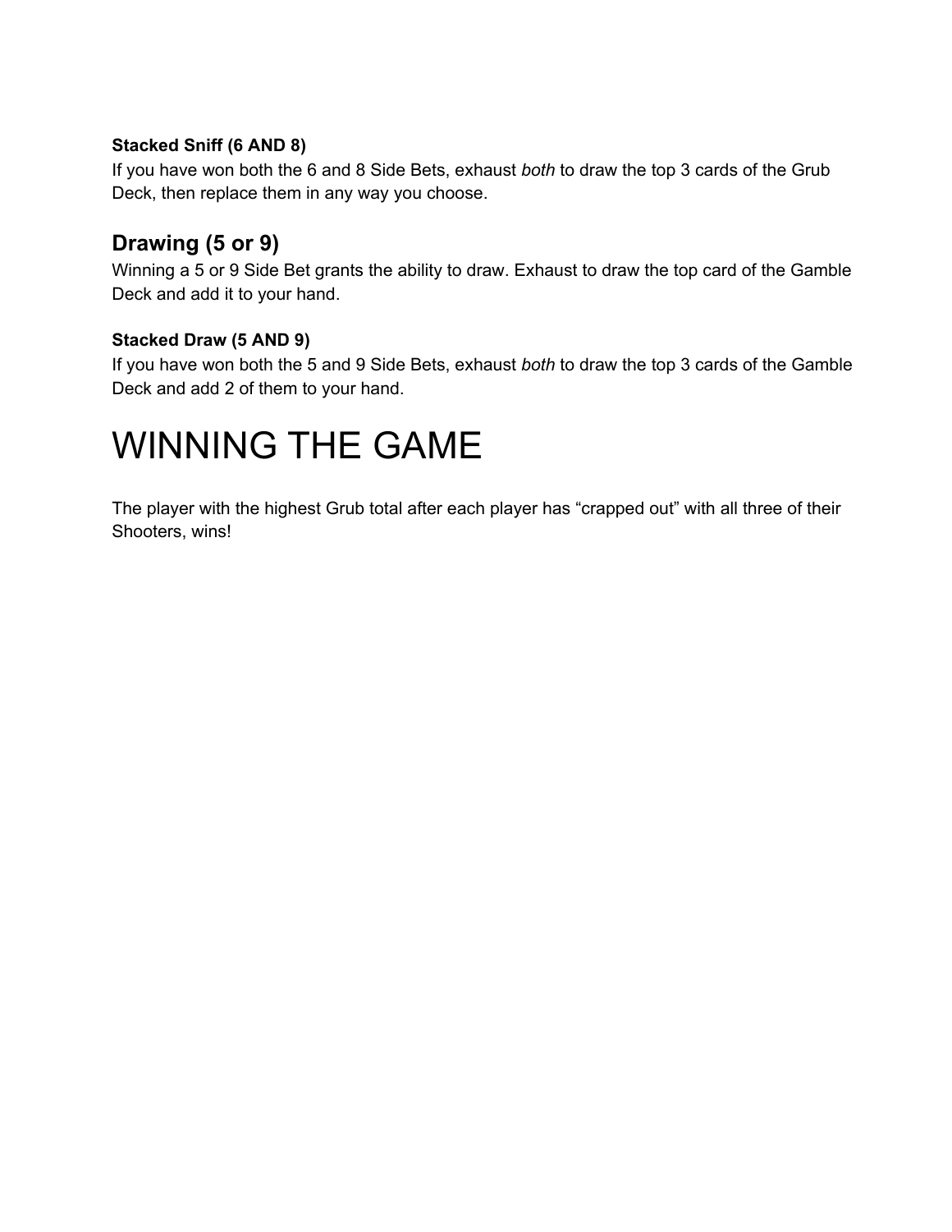#### Stacked Sniff (6 AND 8)

If you have won both the 6 and 8 Side Bets, exhaust *both* to draw the top 3 cards of the Grub Deck, then replace them in any way you choose.

### Drawing (5 or 9)

Winning a 5 or 9 Side Bet grants the ability to draw. Exhaust to draw the top card of the Gamble Deck and add it to your hand.

#### Stacked Draw (5 AND 9)

If you have won both the 5 and 9 Side Bets, exhaust *both* to draw the top 3 cards of the Gamble Deck and add 2 of them to your hand.

# WINNING THE GAME

The player with the highest Grub total after each player has “crapped out” with all three of their Shooters, wins!